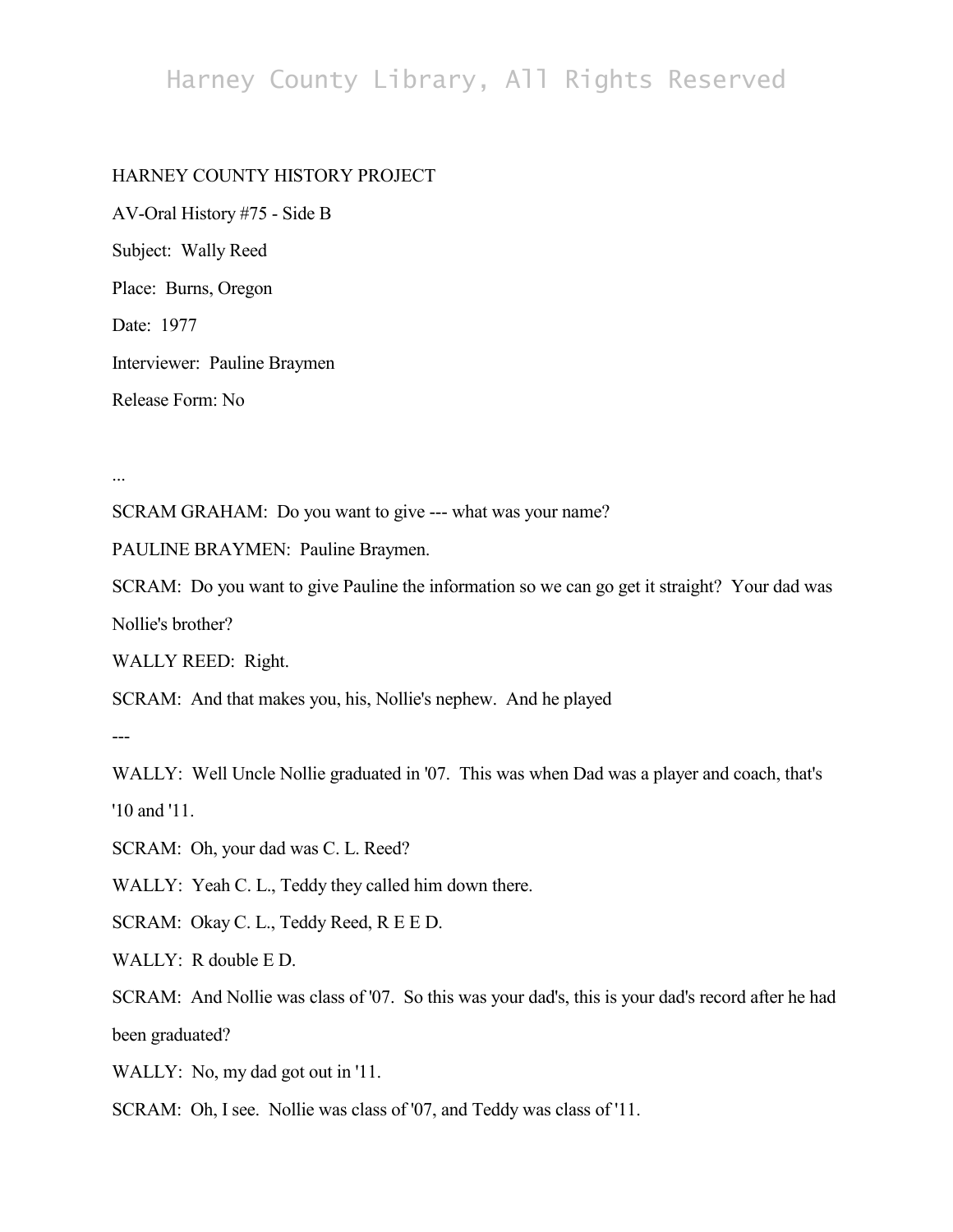HARNEY COUNTY HISTORY PROJECT

AV-Oral History #75 - Side B

Subject: Wally Reed

Place: Burns, Oregon

Date: 1977

Interviewer: Pauline Braymen

Release Form: No

...

SCRAM GRAHAM: Do you want to give --- what was your name?

PAULINE BRAYMEN: Pauline Braymen.

SCRAM: Do you want to give Pauline the information so we can go get it straight? Your dad was Nollie's brother?

WALLY REED: Right.

SCRAM: And that makes you, his, Nollie's nephew. And he played ---

WALLY: Well Uncle Nollie graduated in '07. This was when Dad was a player and coach, that's '10 and '11.

SCRAM: Oh, your dad was C. L. Reed?

WALLY: Yeah C. L., Teddy they called him down there.

SCRAM: Okay C. L., Teddy Reed, R E E D.

WALLY: R double E D.

SCRAM: And Nollie was class of '07. So this was your dad's, this is your dad's record after he had been graduated?

WALLY: No, my dad got out in '11.

SCRAM: Oh, I see. Nollie was class of '07, and Teddy was class of '11.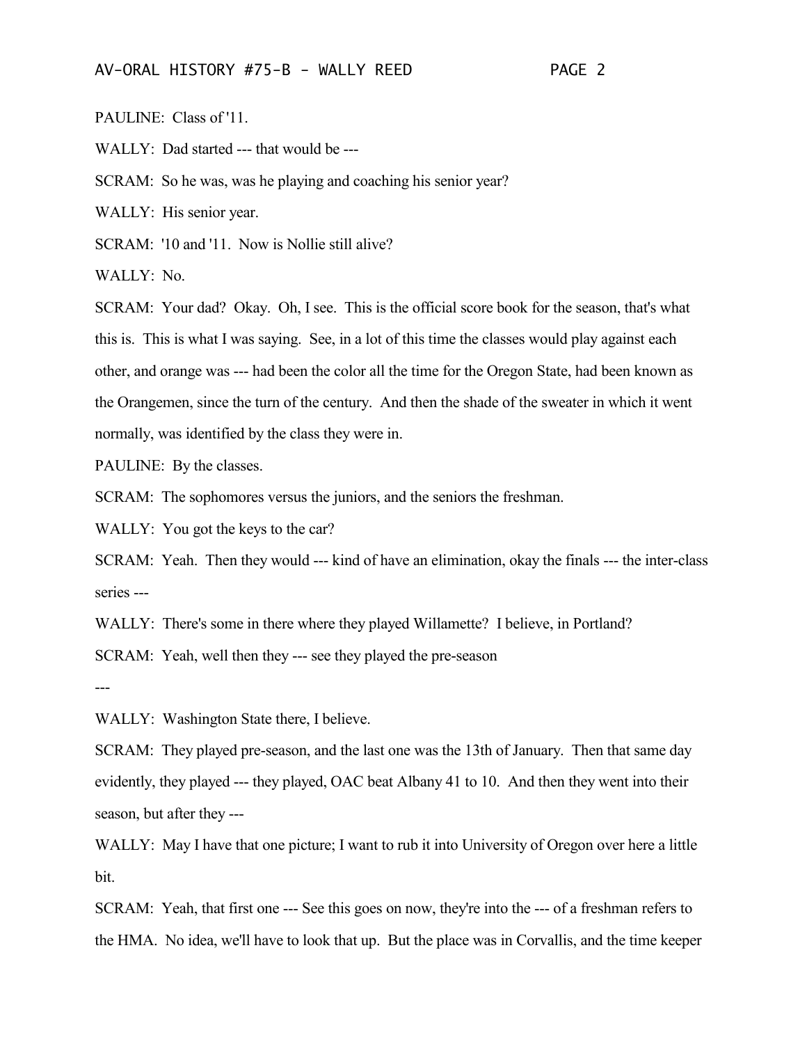PAULINE: Class of '11.

WALLY: Dad started --- that would be ---

SCRAM: So he was, was he playing and coaching his senior year?

WALLY: His senior year.

SCRAM: '10 and '11. Now is Nollie still alive?

WALLY: No.

SCRAM: Your dad? Okay. Oh, I see. This is the official score book for the season, that's what this is. This is what I was saying. See, in a lot of this time the classes would play against each other, and orange was --- had been the color all the time for the Oregon State, had been known as the Orangemen, since the turn of the century. And then the shade of the sweater in which it went normally, was identified by the class they were in.

PAULINE: By the classes.

SCRAM: The sophomores versus the juniors, and the seniors the freshman.

WALLY: You got the keys to the car?

SCRAM: Yeah. Then they would --- kind of have an elimination, okay the finals --- the inter-class series ---

WALLY: There's some in there where they played Willamette? I believe, in Portland?

SCRAM: Yeah, well then they --- see they played the pre-season

---

WALLY: Washington State there, I believe.

SCRAM: They played pre-season, and the last one was the 13th of January. Then that same day evidently, they played --- they played, OAC beat Albany 41 to 10. And then they went into their season, but after they ---

WALLY: May I have that one picture; I want to rub it into University of Oregon over here a little bit.

SCRAM: Yeah, that first one --- See this goes on now, they're into the --- of a freshman refers to the HMA. No idea, we'll have to look that up. But the place was in Corvallis, and the time keeper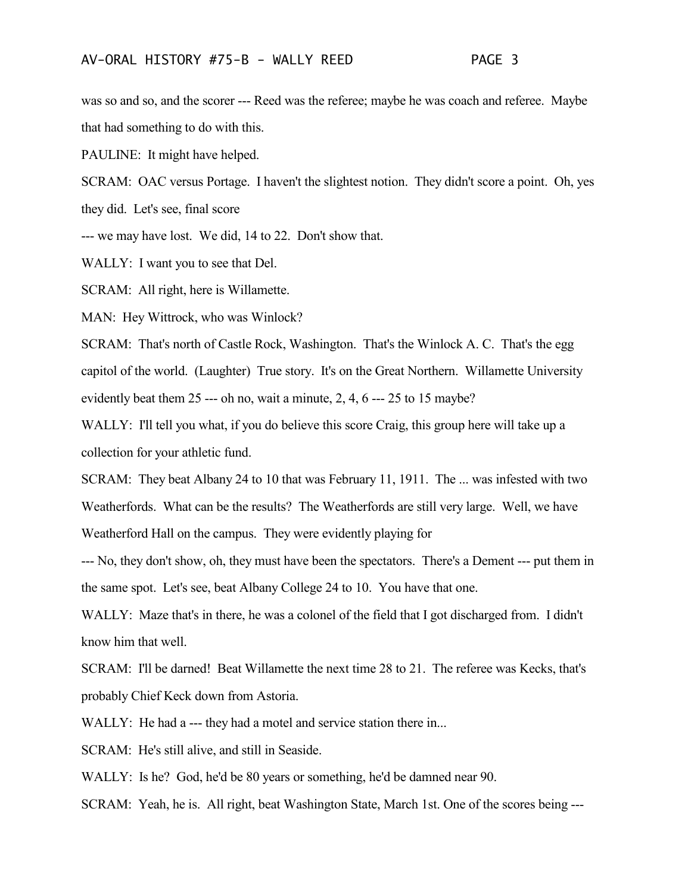was so and so, and the scorer --- Reed was the referee; maybe he was coach and referee. Maybe that had something to do with this.

PAULINE: It might have helped.

SCRAM: OAC versus Portage. I haven't the slightest notion. They didn't score a point. Oh, yes they did. Let's see, final score

--- we may have lost. We did, 14 to 22. Don't show that.

WALLY: I want you to see that Del.

SCRAM: All right, here is Willamette.

MAN: Hey Wittrock, who was Winlock?

SCRAM: That's north of Castle Rock, Washington. That's the Winlock A. C. That's the egg capitol of the world. (Laughter) True story. It's on the Great Northern. Willamette University evidently beat them 25 --- oh no, wait a minute, 2, 4, 6 --- 25 to 15 maybe?

WALLY: I'll tell you what, if you do believe this score Craig, this group here will take up a collection for your athletic fund.

SCRAM: They beat Albany 24 to 10 that was February 11, 1911. The ... was infested with two Weatherfords. What can be the results? The Weatherfords are still very large. Well, we have Weatherford Hall on the campus. They were evidently playing for

--- No, they don't show, oh, they must have been the spectators. There's a Dement --- put them in the same spot. Let's see, beat Albany College 24 to 10. You have that one.

WALLY: Maze that's in there, he was a colonel of the field that I got discharged from. I didn't know him that well.

SCRAM: I'll be darned! Beat Willamette the next time 28 to 21. The referee was Kecks, that's probably Chief Keck down from Astoria.

WALLY: He had a --- they had a motel and service station there in...

SCRAM: He's still alive, and still in Seaside.

WALLY: Is he? God, he'd be 80 years or something, he'd be damned near 90.

SCRAM: Yeah, he is. All right, beat Washington State, March 1st. One of the scores being ---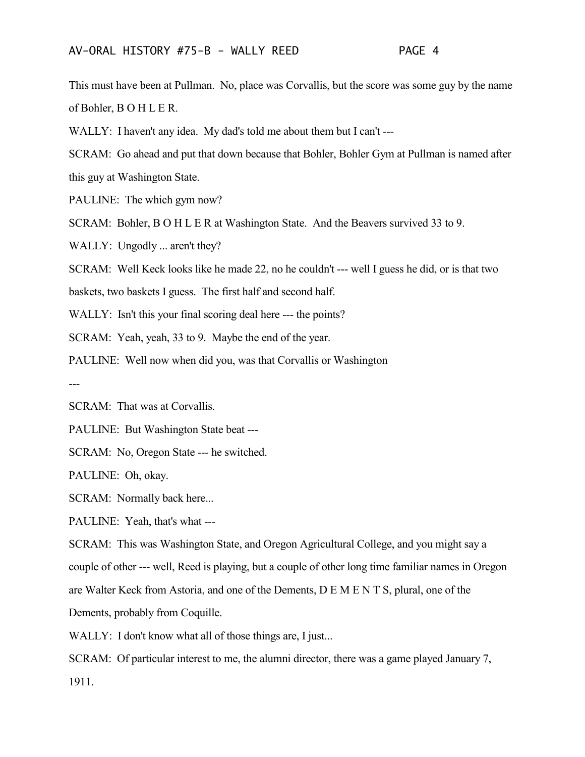This must have been at Pullman. No, place was Corvallis, but the score was some guy by the name of Bohler, B O H L E R.

WALLY: I haven't any idea. My dad's told me about them but I can't ---

SCRAM: Go ahead and put that down because that Bohler, Bohler Gym at Pullman is named after this guy at Washington State.

PAULINE: The which gym now?

SCRAM: Bohler, B O H L E R at Washington State. And the Beavers survived 33 to 9.

WALLY: Ungodly ... aren't they?

SCRAM: Well Keck looks like he made 22, no he couldn't --- well I guess he did, or is that two baskets, two baskets I guess. The first half and second half.

WALLY: Isn't this your final scoring deal here --- the points?

SCRAM: Yeah, yeah, 33 to 9. Maybe the end of the year.

PAULINE: Well now when did you, was that Corvallis or Washington ---

SCRAM: That was at Corvallis.

PAULINE: But Washington State beat ---

SCRAM: No, Oregon State --- he switched.

PAULINE: Oh, okay.

SCRAM: Normally back here...

PAULINE: Yeah, that's what ---

SCRAM: This was Washington State, and Oregon Agricultural College, and you might say a couple of other --- well, Reed is playing, but a couple of other long time familiar names in Oregon are Walter Keck from Astoria, and one of the Dements, D E M E N T S, plural, one of the Dements, probably from Coquille.

WALLY: I don't know what all of those things are, I just...

SCRAM: Of particular interest to me, the alumni director, there was a game played January 7, 1911.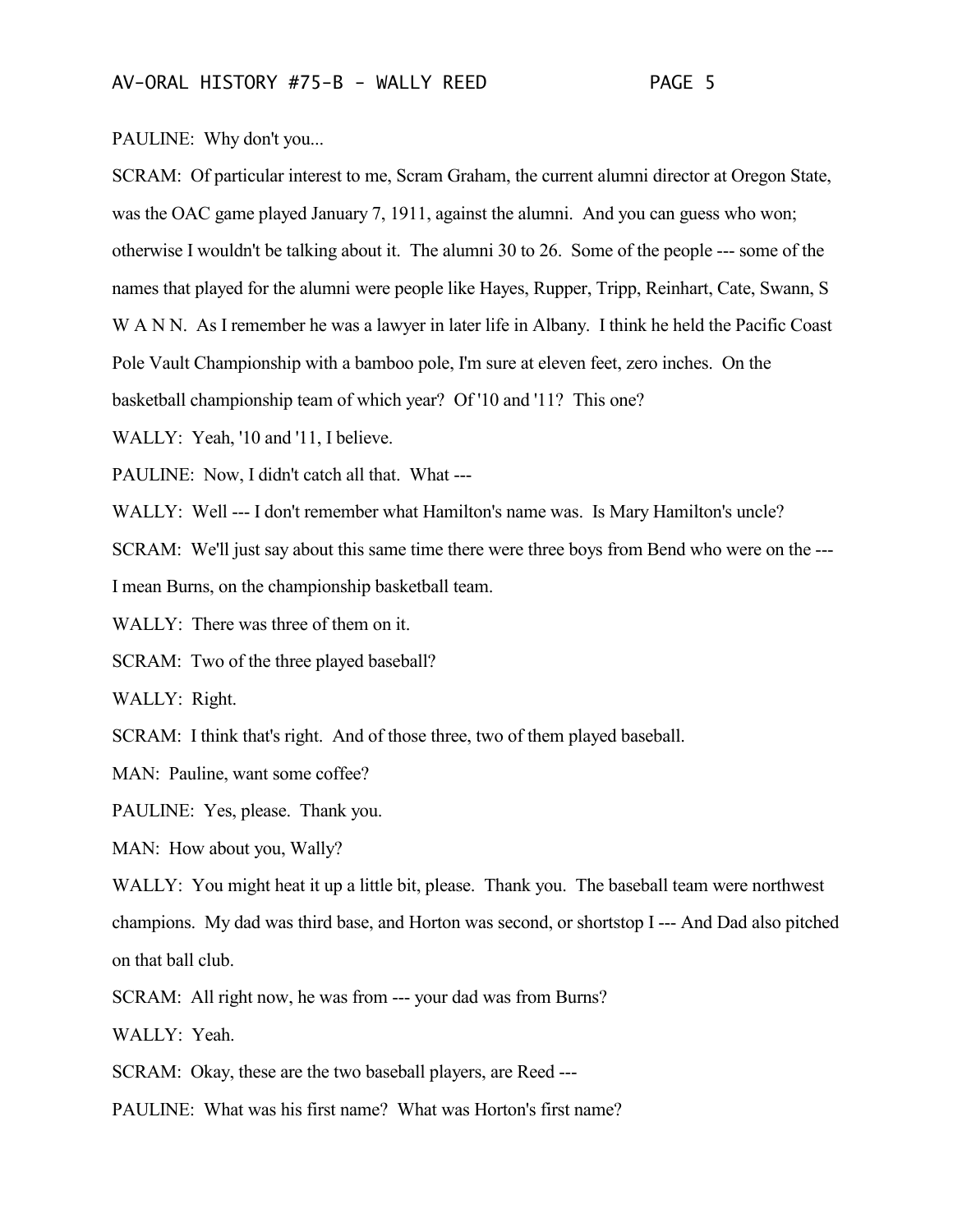PAULINE: Why don't you...

SCRAM: Of particular interest to me, Scram Graham, the current alumni director at Oregon State, was the OAC game played January 7, 1911, against the alumni. And you can guess who won; otherwise I wouldn't be talking about it. The alumni 30 to 26. Some of the people --- some of the names that played for the alumni were people like Hayes, Rupper, Tripp, Reinhart, Cate, Swann, S W A N N. As I remember he was a lawyer in later life in Albany. I think he held the Pacific Coast Pole Vault Championship with a bamboo pole, I'm sure at eleven feet, zero inches. On the basketball championship team of which year? Of '10 and '11? This one?

WALLY: Yeah, '10 and '11, I believe.

PAULINE: Now, I didn't catch all that. What ---

WALLY: Well --- I don't remember what Hamilton's name was. Is Mary Hamilton's uncle?

SCRAM: We'll just say about this same time there were three boys from Bend who were on the --- I mean Burns, on the championship basketball team.

WALLY: There was three of them on it.

SCRAM: Two of the three played baseball?

WALLY: Right.

SCRAM: I think that's right. And of those three, two of them played baseball.

MAN: Pauline, want some coffee?

PAULINE: Yes, please. Thank you.

MAN: How about you, Wally?

WALLY: You might heat it up a little bit, please. Thank you. The baseball team were northwest champions. My dad was third base, and Horton was second, or shortstop I --- And Dad also pitched on that ball club.

SCRAM: All right now, he was from --- your dad was from Burns?

WALLY: Yeah.

SCRAM: Okay, these are the two baseball players, are Reed ---

PAULINE: What was his first name? What was Horton's first name?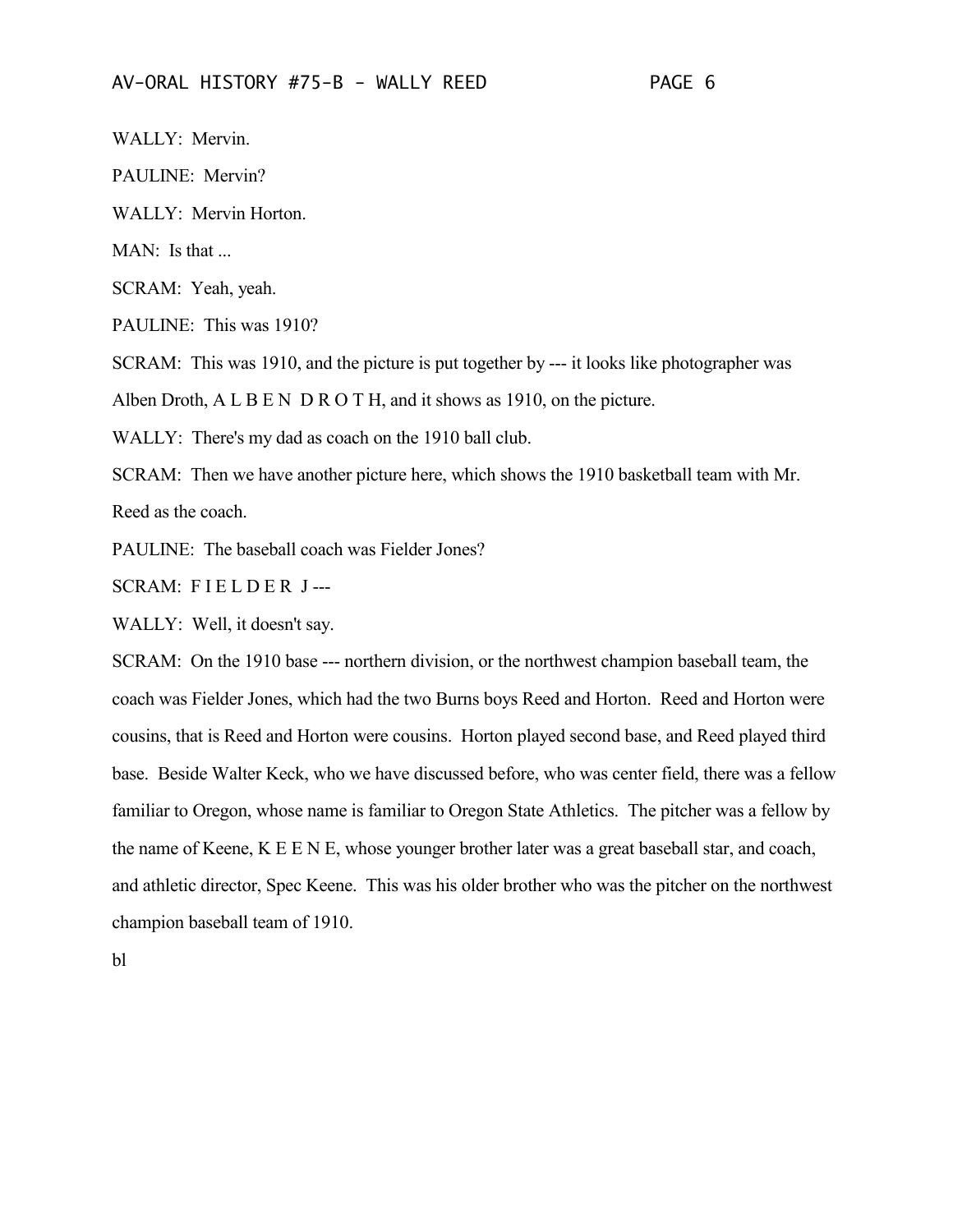WALLY: Mervin.

PAULINE: Mervin?

WALLY: Mervin Horton.

MAN: Is that ...

SCRAM: Yeah, yeah.

PAULINE: This was 1910?

SCRAM: This was 1910, and the picture is put together by --- it looks like photographer was Alben Droth, A L B E N D R O T H, and it shows as 1910, on the picture.

WALLY: There's my dad as coach on the 1910 ball club.

SCRAM: Then we have another picture here, which shows the 1910 basketball team with Mr. Reed as the coach.

PAULINE: The baseball coach was Fielder Jones?

SCRAM: F I E L D E R J ---

WALLY: Well, it doesn't say.

SCRAM: On the 1910 base --- northern division, or the northwest champion baseball team, the coach was Fielder Jones, which had the two Burns boys Reed and Horton. Reed and Horton were cousins, that is Reed and Horton were cousins. Horton played second base, and Reed played third base. Beside Walter Keck, who we have discussed before, who was center field, there was a fellow familiar to Oregon, whose name is familiar to Oregon State Athletics. The pitcher was a fellow by the name of Keene, K E E N E, whose younger brother later was a great baseball star, and coach, and athletic director, Spec Keene. This was his older brother who was the pitcher on the northwest champion baseball team of 1910.

bl